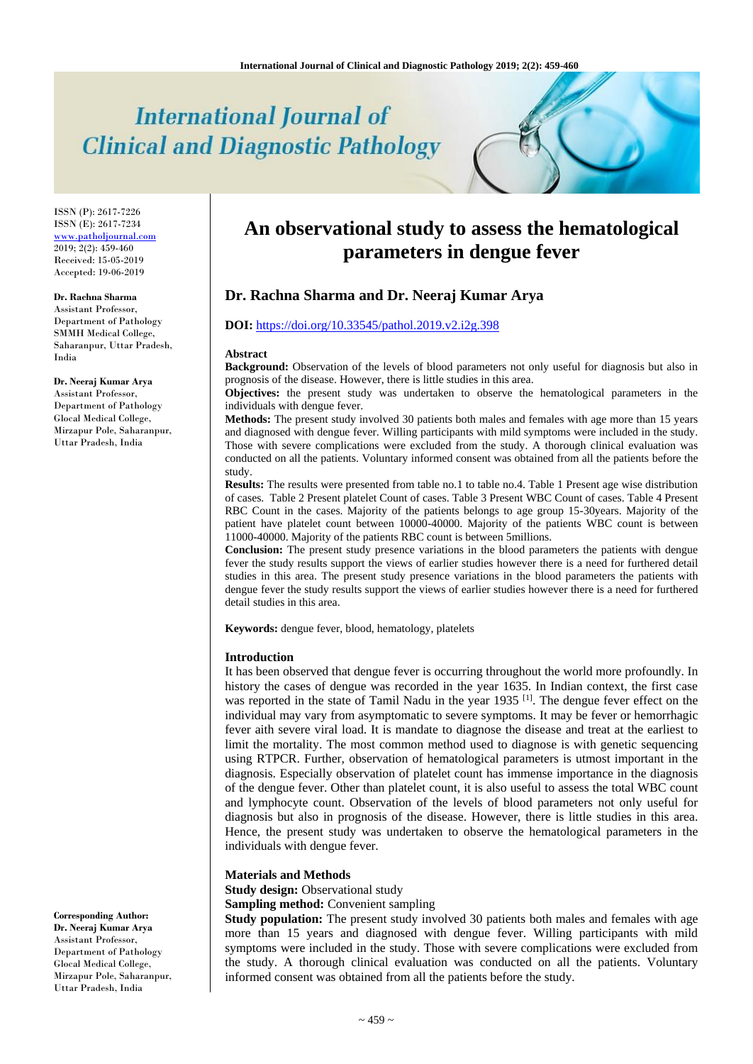# International Journal of Clinical and Diagnostic Pathology

ISSN (P): 2617-7226
ISSN (E): 2617-7234
www.patholjournal.com
2019; 2(2): 459-460
Received: 15-05-2019
Accepted: 19-06-2019

**Dr. Rachna Sharma**
Assistant Professor,
Department of Pathology
SMMH Medical College,
Saharanpur, Uttar Pradesh,
India

**Dr. Neeraj Kumar Arya**
Assistant Professor,
Department of Pathology
Glocal Medical College,
Mirzapur Pole, Saharanpur,
Uttar Pradesh, India

**Corresponding Author:**
**Dr. Neeraj Kumar Arya**
Assistant Professor,
Department of Pathology
Glocal Medical College,
Mirzapur Pole, Saharanpur,
Uttar Pradesh, India

# An observational study to assess the hematological parameters in dengue fever

## Dr. Rachna Sharma and Dr. Neeraj Kumar Arya

**DOI:** https://doi.org/10.33545/pathol.2019.v2.i2g.398

### Abstract

**Background:** Observation of the levels of blood parameters not only useful for diagnosis but also in prognosis of the disease. However, there is little studies in this area.

**Objectives:** the present study was undertaken to observe the hematological parameters in the individuals with dengue fever.

**Methods:** The present study involved 30 patients both males and females with age more than 15 years and diagnosed with dengue fever. Willing participants with mild symptoms were included in the study. Those with severe complications were excluded from the study. A thorough clinical evaluation was conducted on all the patients. Voluntary informed consent was obtained from all the patients before the study.

**Results:** The results were presented from table no.1 to table no.4. Table 1 Present age wise distribution of cases. Table 2 Present platelet Count of cases. Table 3 Present WBC Count of cases. Table 4 Present RBC Count in the cases. Majority of the patients belongs to age group 15-30years. Majority of the patient have platelet count between 10000-40000. Majority of the patients WBC count is between 11000-40000. Majority of the patients RBC count is between 5millions.

**Conclusion:** The present study presence variations in the blood parameters the patients with dengue fever the study results support the views of earlier studies however there is a need for furthered detail studies in this area. The present study presence variations in the blood parameters the patients with dengue fever the study results support the views of earlier studies however there is a need for furthered detail studies in this area.

**Keywords:** dengue fever, blood, hematology, platelets

### Introduction

It has been observed that dengue fever is occurring throughout the world more profoundly. In history the cases of dengue was recorded in the year 1635. In Indian context, the first case was reported in the state of Tamil Nadu in the year 1935 [1]. The dengue fever effect on the individual may vary from asymptomatic to severe symptoms. It may be fever or hemorrhagic fever aith severe viral load. It is mandate to diagnose the disease and treat at the earliest to limit the mortality. The most common method used to diagnose is with genetic sequencing using RTPCR. Further, observation of hematological parameters is utmost important in the diagnosis. Especially observation of platelet count has immense importance in the diagnosis of the dengue fever. Other than platelet count, it is also useful to assess the total WBC count and lymphocyte count. Observation of the levels of blood parameters not only useful for diagnosis but also in prognosis of the disease. However, there is little studies in this area. Hence, the present study was undertaken to observe the hematological parameters in the individuals with dengue fever.

### Materials and Methods

**Study design:** Observational study

**Sampling method:** Convenient sampling

**Study population:** The present study involved 30 patients both males and females with age more than 15 years and diagnosed with dengue fever. Willing participants with mild symptoms were included in the study. Those with severe complications were excluded from the study. A thorough clinical evaluation was conducted on all the patients. Voluntary informed consent was obtained from all the patients before the study.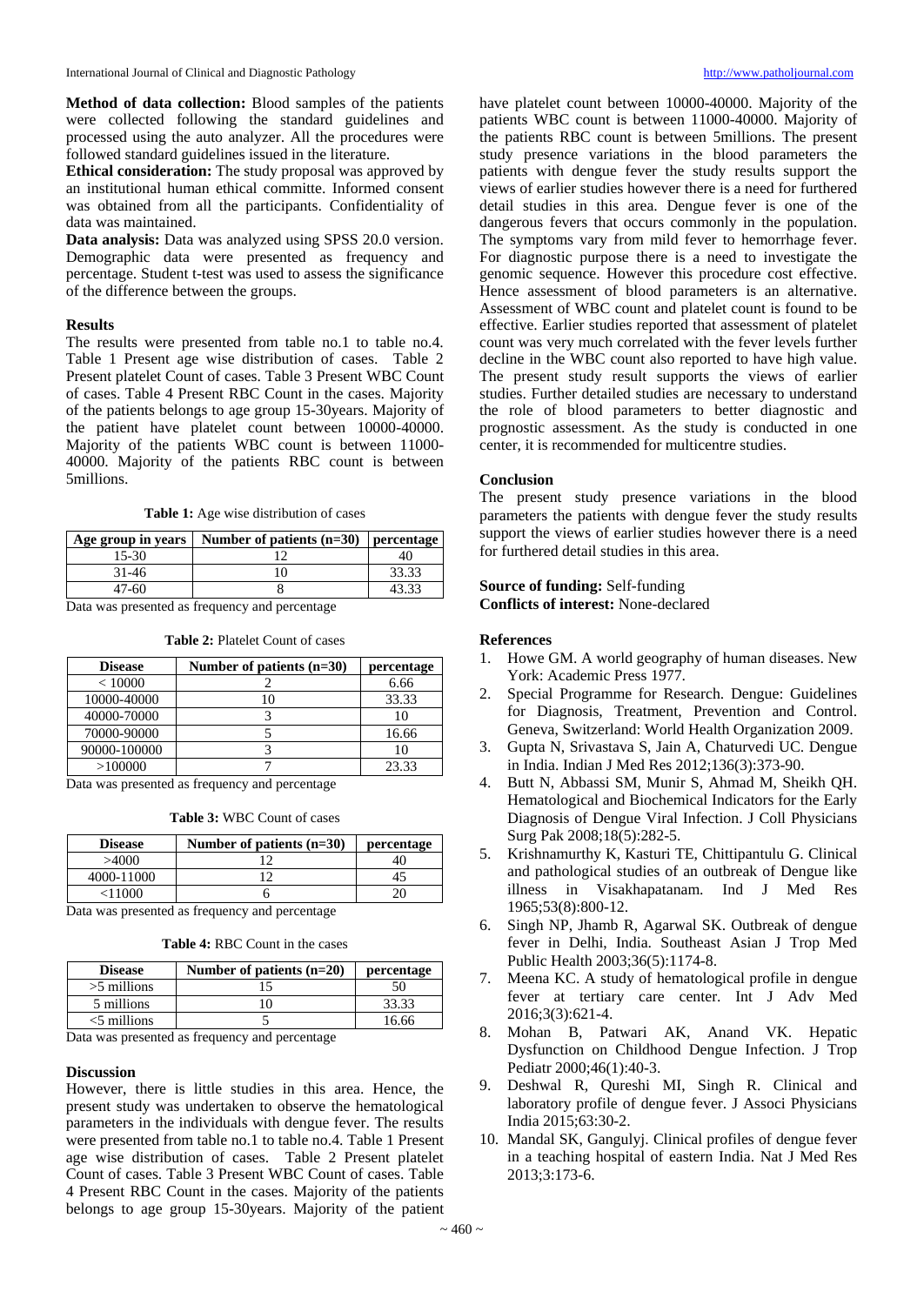**Method of data collection:** Blood samples of the patients were collected following the standard guidelines and processed using the auto analyzer. All the procedures were followed standard guidelines issued in the literature.

**Ethical consideration:** The study proposal was approved by an institutional human ethical committe. Informed consent was obtained from all the participants. Confidentiality of data was maintained.

**Data analysis:** Data was analyzed using SPSS 20.0 version. Demographic data were presented as frequency and percentage. Student t-test was used to assess the significance of the difference between the groups.

## Results

The results were presented from table no.1 to table no.4. Table 1 Present age wise distribution of cases. Table 2 Present platelet Count of cases. Table 3 Present WBC Count of cases. Table 4 Present RBC Count in the cases. Majority of the patients belongs to age group 15-30years. Majority of the patient have platelet count between 10000-40000. Majority of the patients WBC count is between 11000-40000. Majority of the patients RBC count is between 5millions.

**Table 1:** Age wise distribution of cases

| Age group in years | Number of patients (n=30) | percentage |
|---|---|---|
| 15-30 | 12 | 40 |
| 31-46 | 10 | 33.33 |
| 47-60 | 8 | 43.33 |

Data was presented as frequency and percentage

**Table 2:** Platelet Count of cases

| Disease | Number of patients (n=30) | percentage |
|---|---|---|
| < 10000 | 2 | 6.66 |
| 10000-40000 | 10 | 33.33 |
| 40000-70000 | 3 | 10 |
| 70000-90000 | 5 | 16.66 |
| 90000-100000 | 3 | 10 |
| >100000 | 7 | 23.33 |

Data was presented as frequency and percentage

**Table 3:** WBC Count of cases

| Disease | Number of patients (n=30) | percentage |
|---|---|---|
| >4000 | 12 | 40 |
| 4000-11000 | 12 | 45 |
| <11000 | 6 | 20 |

Data was presented as frequency and percentage

**Table 4:** RBC Count in the cases

| Disease | Number of patients (n=20) | percentage |
|---|---|---|
| >5 millions | 15 | 50 |
| 5 millions | 10 | 33.33 |
| <5 millions | 5 | 16.66 |

Data was presented as frequency and percentage

## Discussion

However, there is little studies in this area. Hence, the present study was undertaken to observe the hematological parameters in the individuals with dengue fever. The results were presented from table no.1 to table no.4. Table 1 Present age wise distribution of cases. Table 2 Present platelet Count of cases. Table 3 Present WBC Count of cases. Table 4 Present RBC Count in the cases. Majority of the patients belongs to age group 15-30years. Majority of the patient have platelet count between 10000-40000. Majority of the patients WBC count is between 11000-40000. Majority of the patients RBC count is between 5millions. The present study presence variations in the blood parameters the patients with dengue fever the study results support the views of earlier studies however there is a need for furthered detail studies in this area. Dengue fever is one of the dangerous fevers that occurs commonly in the population. The symptoms vary from mild fever to hemorrhage fever. For diagnostic purpose there is a need to investigate the genomic sequence. However this procedure cost effective. Hence assessment of blood parameters is an alternative. Assessment of WBC count and platelet count is found to be effective. Earlier studies reported that assessment of platelet count was very much correlated with the fever levels further decline in the WBC count also reported to have high value. The present study result supports the views of earlier studies. Further detailed studies are necessary to understand the role of blood parameters to better diagnostic and prognostic assessment. As the study is conducted in one center, it is recommended for multicentre studies.

## Conclusion

The present study presence variations in the blood parameters the patients with dengue fever the study results support the views of earlier studies however there is a need for furthered detail studies in this area.

**Source of funding:** Self-funding

**Conflicts of interest:** None-declared

## References

1. Howe GM. A world geography of human diseases. New York: Academic Press 1977.
2. Special Programme for Research. Dengue: Guidelines for Diagnosis, Treatment, Prevention and Control. Geneva, Switzerland: World Health Organization 2009.
3. Gupta N, Srivastava S, Jain A, Chaturvedi UC. Dengue in India. Indian J Med Res 2012;136(3):373-90.
4. Butt N, Abbassi SM, Munir S, Ahmad M, Sheikh QH. Hematological and Biochemical Indicators for the Early Diagnosis of Dengue Viral Infection. J Coll Physicians Surg Pak 2008;18(5):282-5.
5. Krishnamurthy K, Kasturi TE, Chittipantulu G. Clinical and pathological studies of an outbreak of Dengue like illness in Visakhapatanam. Ind J Med Res 1965;53(8):800-12.
6. Singh NP, Jhamb R, Agarwal SK. Outbreak of dengue fever in Delhi, India. Southeast Asian J Trop Med Public Health 2003;36(5):1174-8.
7. Meena KC. A study of hematological profile in dengue fever at tertiary care center. Int J Adv Med 2016;3(3):621-4.
8. Mohan B, Patwari AK, Anand VK. Hepatic Dysfunction on Childhood Dengue Infection. J Trop Pediatr 2000;46(1):40-3.
9. Deshwal R, Qureshi MI, Singh R. Clinical and laboratory profile of dengue fever. J Associ Physicians India 2015;63:30-2.
10. Mandal SK, Gangulyj. Clinical profiles of dengue fever in a teaching hospital of eastern India. Nat J Med Res 2013;3:173-6.